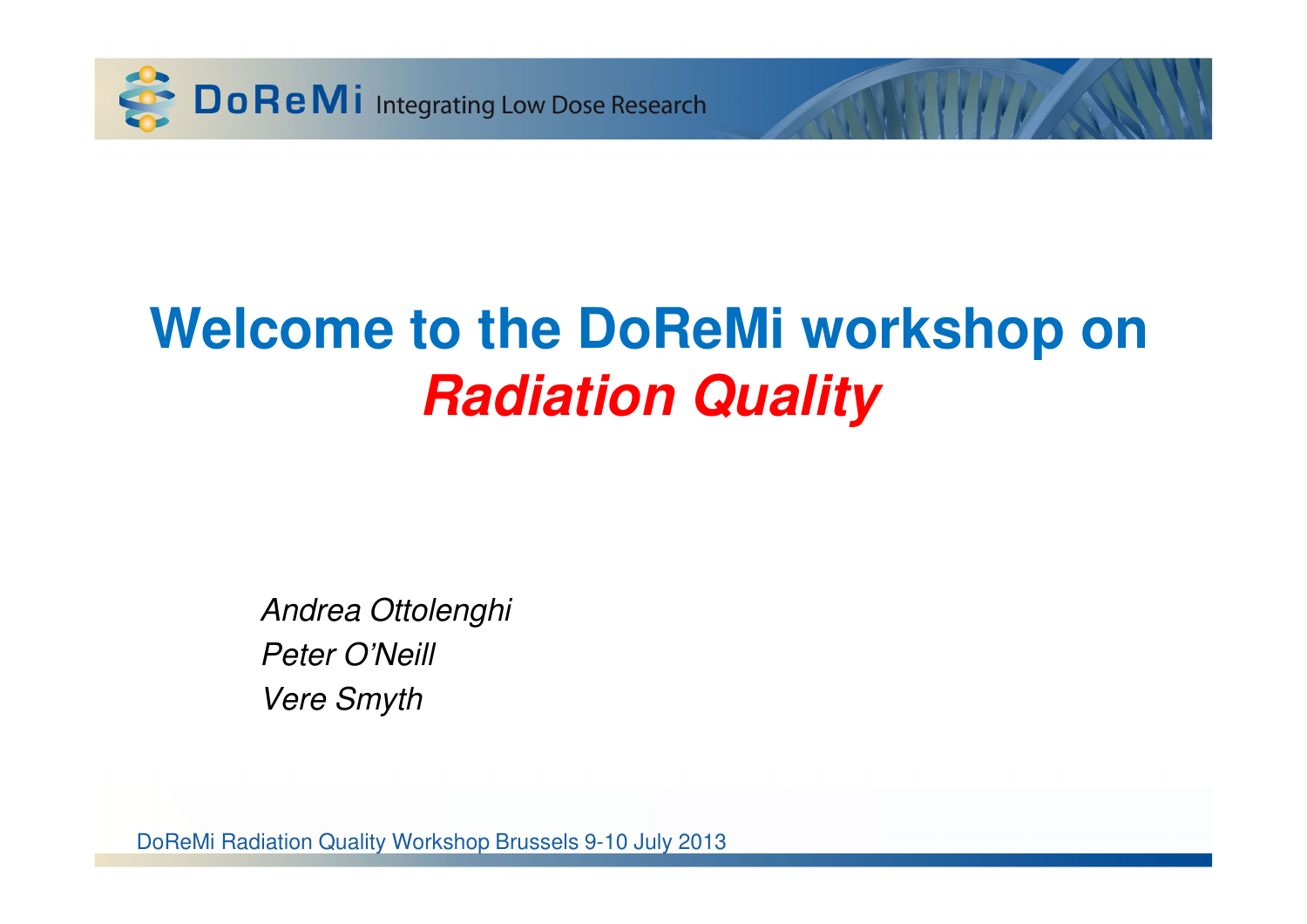# Welcome to the DoReMi workshop on ***Radiation Quality***

*Andrea Ottolenghi*
*Peter O'Neill*
*Vere Smyth*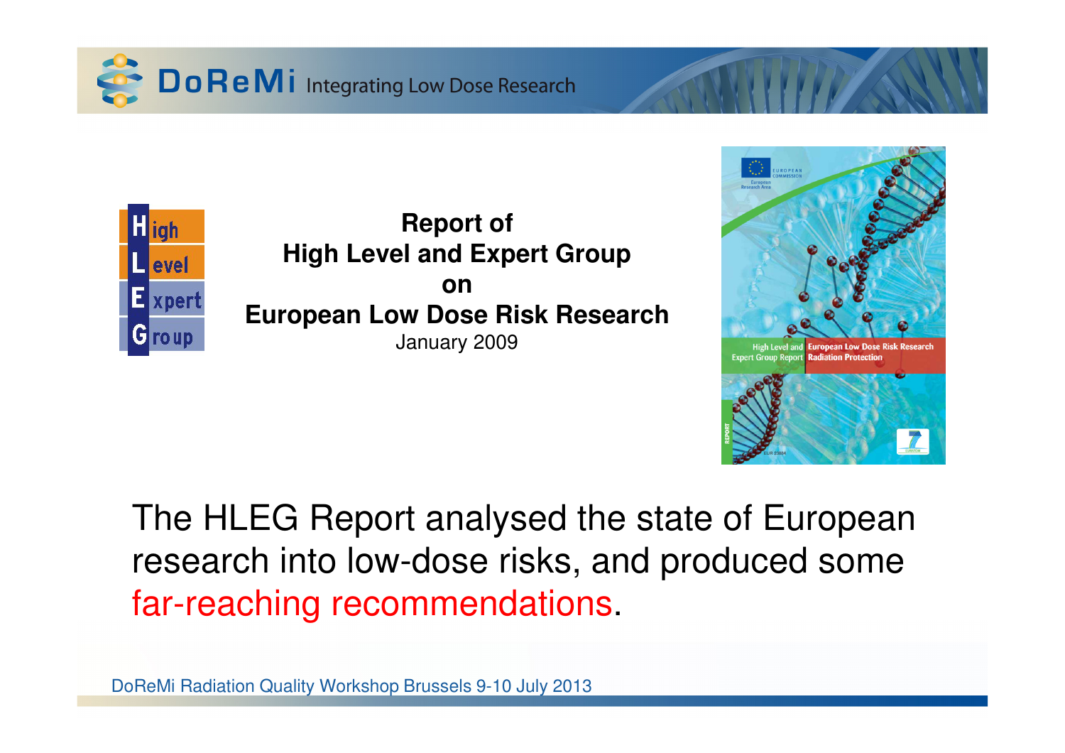**Report of**
**High Level and Expert Group**
**on**
**European Low Dose Risk Research**
January 2009

The HLEG Report analysed the state of European research into low-dose risks, and produced some far-reaching recommendations.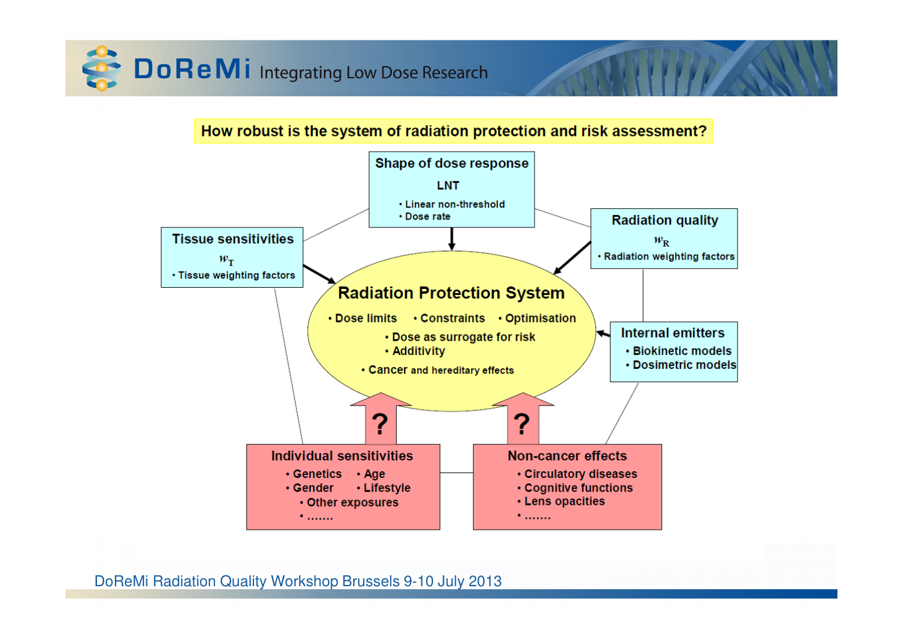## How robust is the system of radiation protection and risk assessment?

**Shape of dose response**

LNT

- Linear non-threshold
- Dose rate

**Tissue sensitivities**

$w_T$

- Tissue weighting factors

**Radiation quality**

$w_R$

- Radiation weighting factors

**Radiation Protection System**

- Dose limits
- Constraints
- Optimisation
- Dose as surrogate for risk
- Additivity
- Cancer and hereditary effects

**Internal emitters**

- Biokinetic models
- Dosimetric models

?

?

**Individual sensitivities**

- Genetics
- Age
- Gender
- Lifestyle
- Other exposures
- .......

**Non-cancer effects**

- Circulatory diseases
- Cognitive functions
- Lens opacities
- .......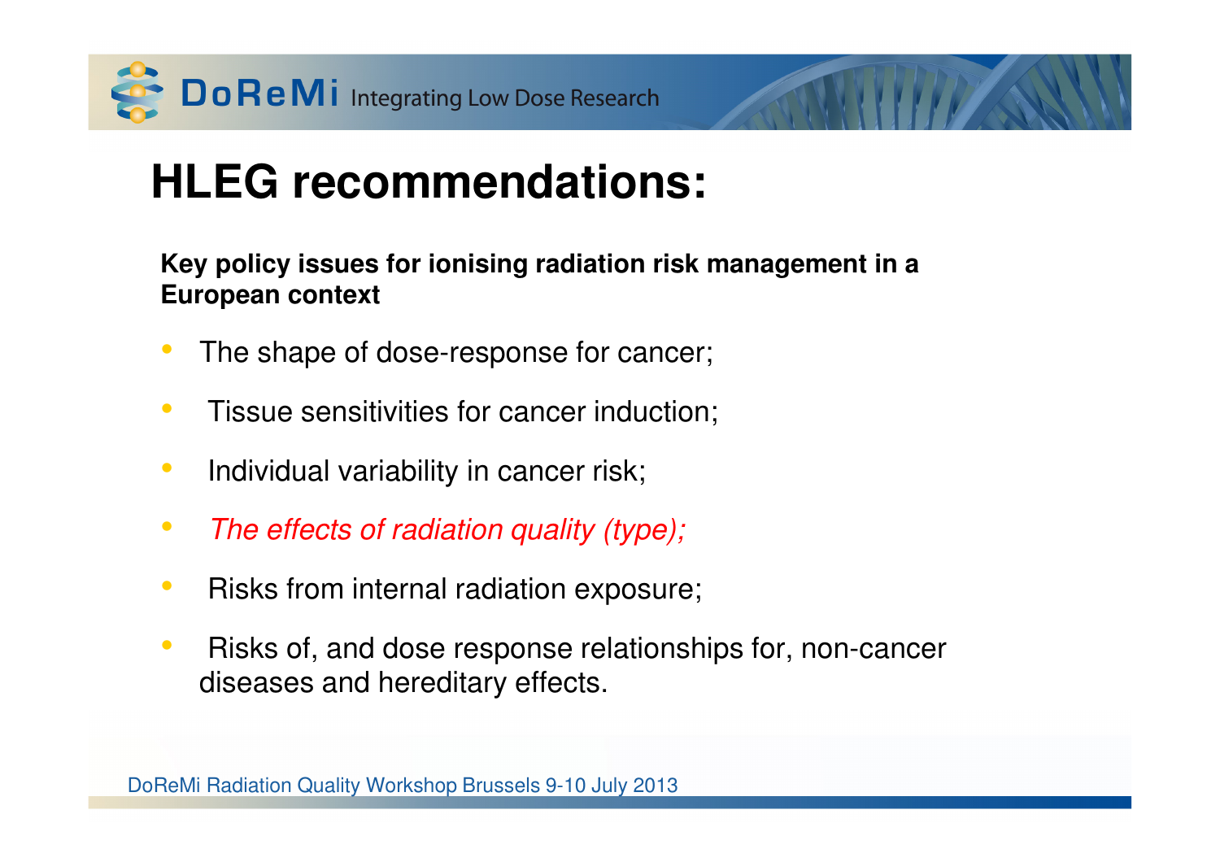# HLEG recommendations:

**Key policy issues for ionising radiation risk management in a European context**

- The shape of dose-response for cancer;
- Tissue sensitivities for cancer induction;
- Individual variability in cancer risk;
- *The effects of radiation quality (type);*
- Risks from internal radiation exposure;
- Risks of, and dose response relationships for, non-cancer diseases and hereditary effects.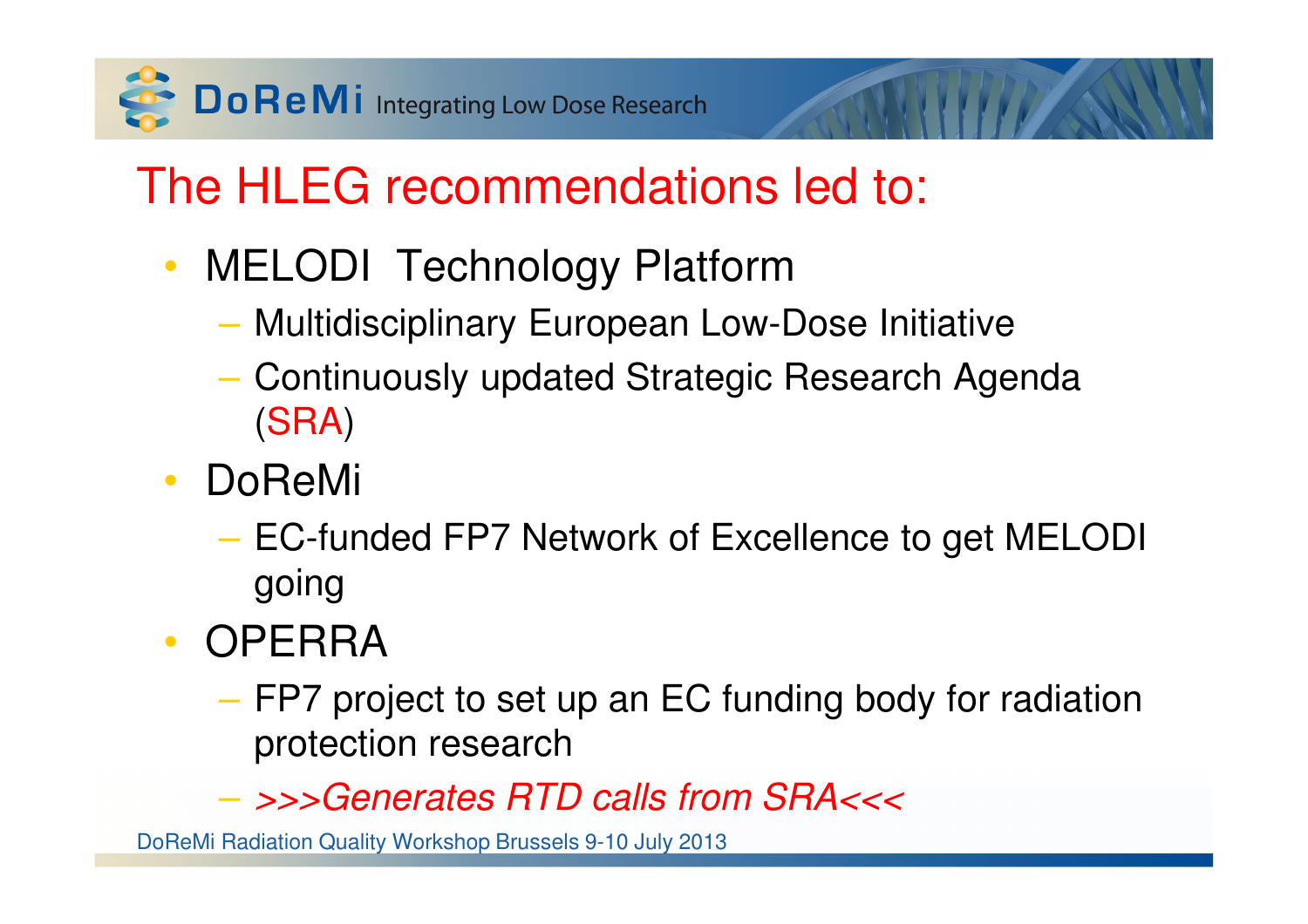# The HLEG recommendations led to:

- MELODI Technology Platform
  - Multidisciplinary European Low-Dose Initiative
  - Continuously updated Strategic Research Agenda (SRA)
- DoReMi
  - EC-funded FP7 Network of Excellence to get MELODI going
- OPERRA
  - FP7 project to set up an EC funding body for radiation protection research
  - *>>>Generates RTD calls from SRA<<<*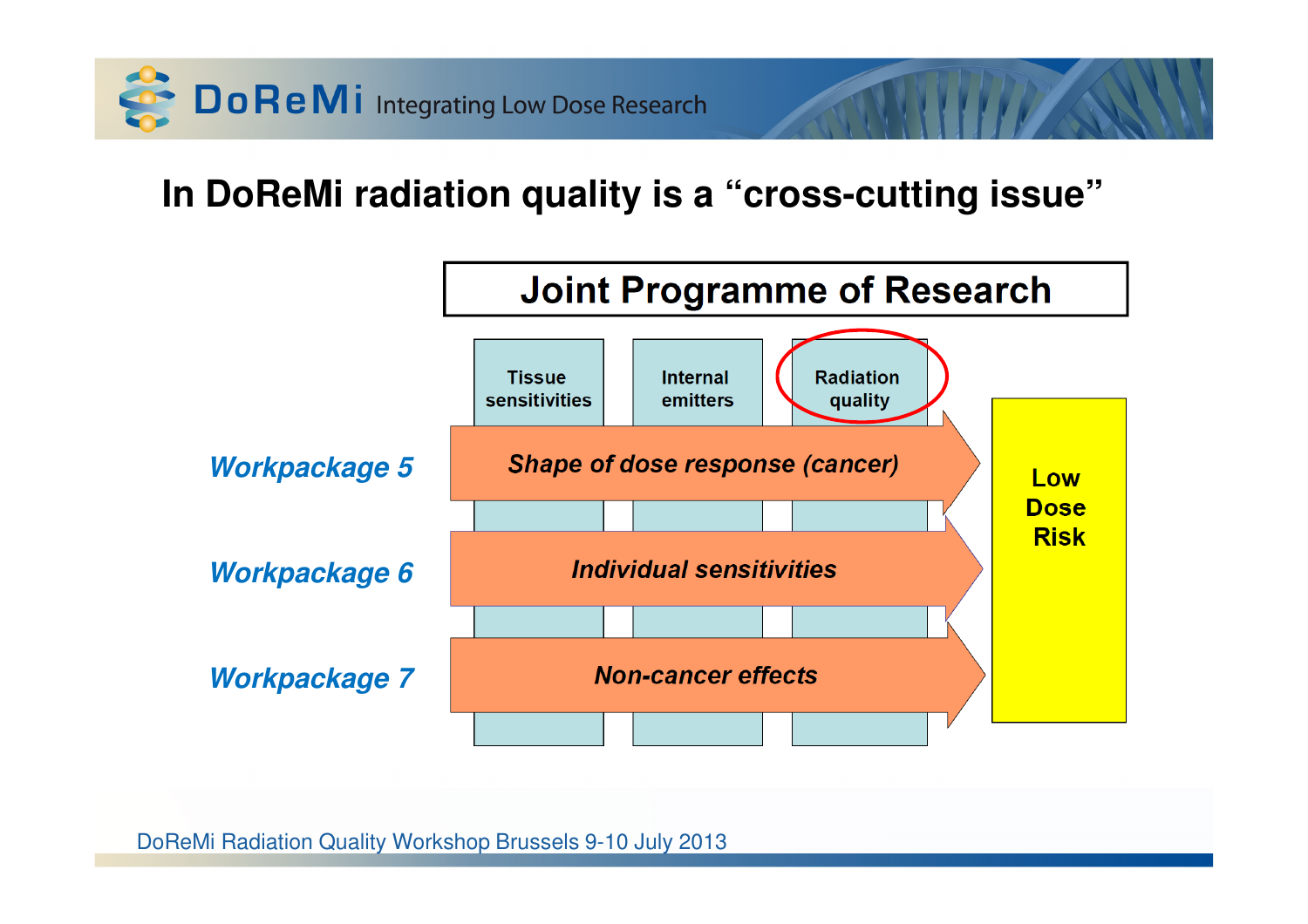# In DoReMi radiation quality is a "cross-cutting issue"

**Joint Programme of Research**

Cross-cutting themes: **Tissue sensitivities** | **Internal emitters** | **Radiation quality**

- ***Workpackage 5*** — *Shape of dose response (cancer)*
- ***Workpackage 6*** — *Individual sensitivities*
- ***Workpackage 7*** — *Non-cancer effects*

→ **Low Dose Risk**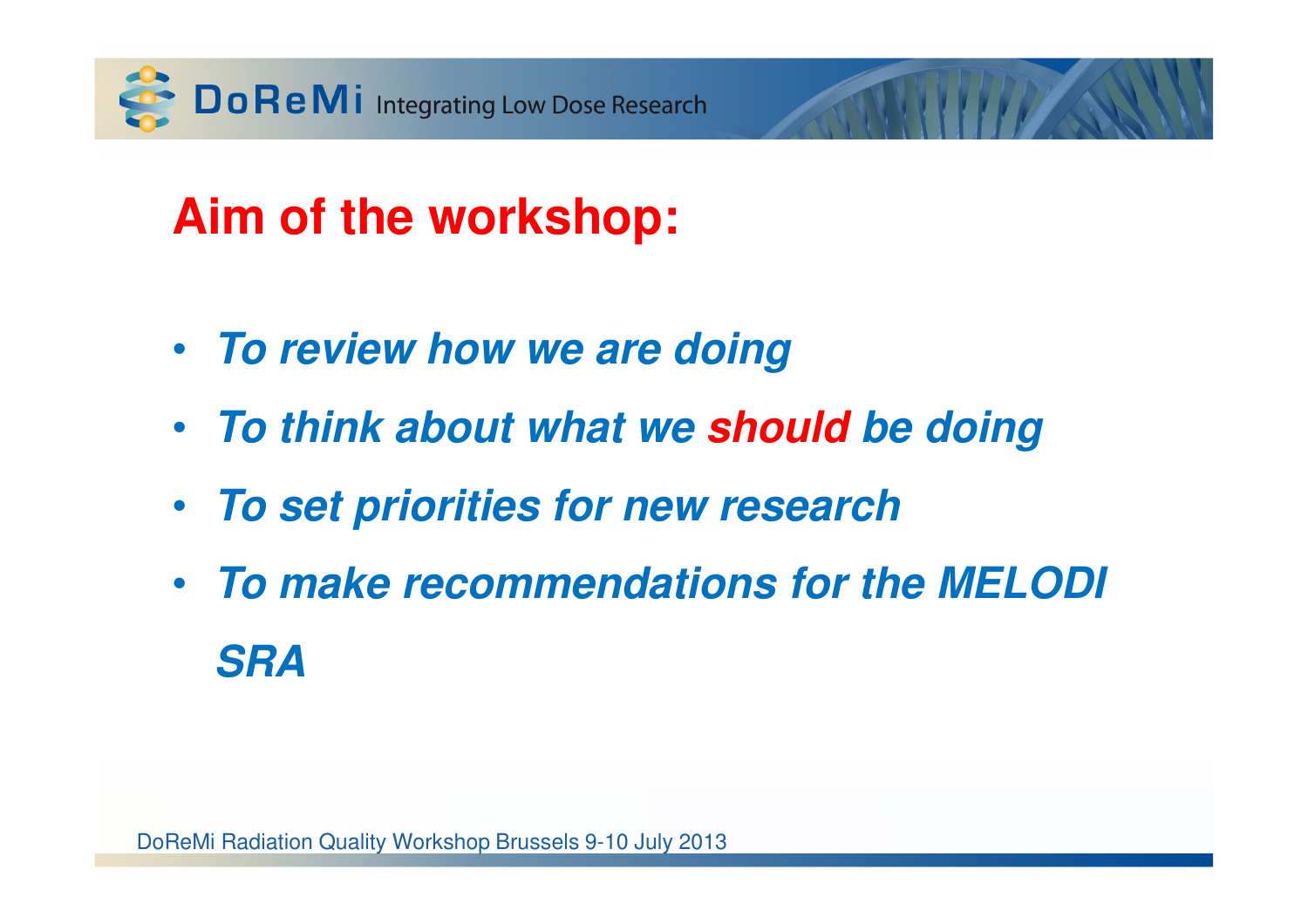# Aim of the workshop:

- ***To review how we are doing***
- ***To think about what we should be doing***
- ***To set priorities for new research***
- ***To make recommendations for the MELODI SRA***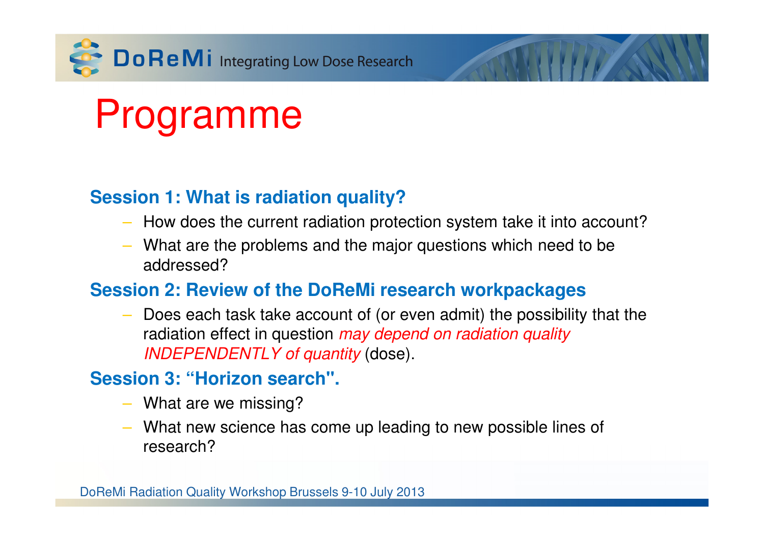# Programme

## Session 1: What is radiation quality?

- How does the current radiation protection system take it into account?
- What are the problems and the major questions which need to be addressed?

## Session 2: Review of the DoReMi research workpackages

- Does each task take account of (or even admit) the possibility that the radiation effect in question *may depend on radiation quality INDEPENDENTLY of quantity* (dose).

## Session 3: "Horizon search".

- What are we missing?
- What new science has come up leading to new possible lines of research?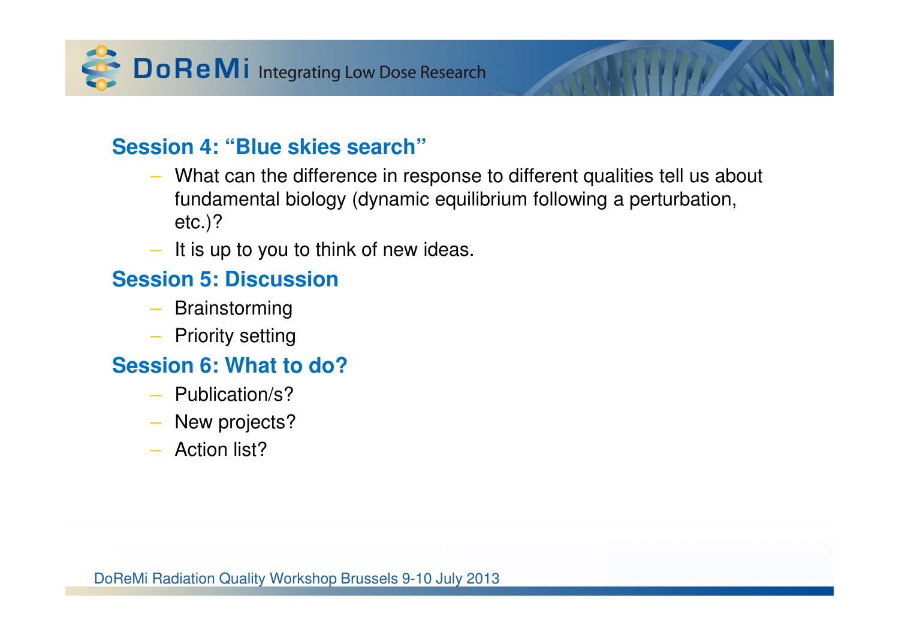## Session 4: "Blue skies search"

- What can the difference in response to different qualities tell us about fundamental biology (dynamic equilibrium following a perturbation, etc.)?
- It is up to you to think of new ideas.

## Session 5: Discussion

- Brainstorming
- Priority setting

## Session 6: What to do?

- Publication/s?
- New projects?
- Action list?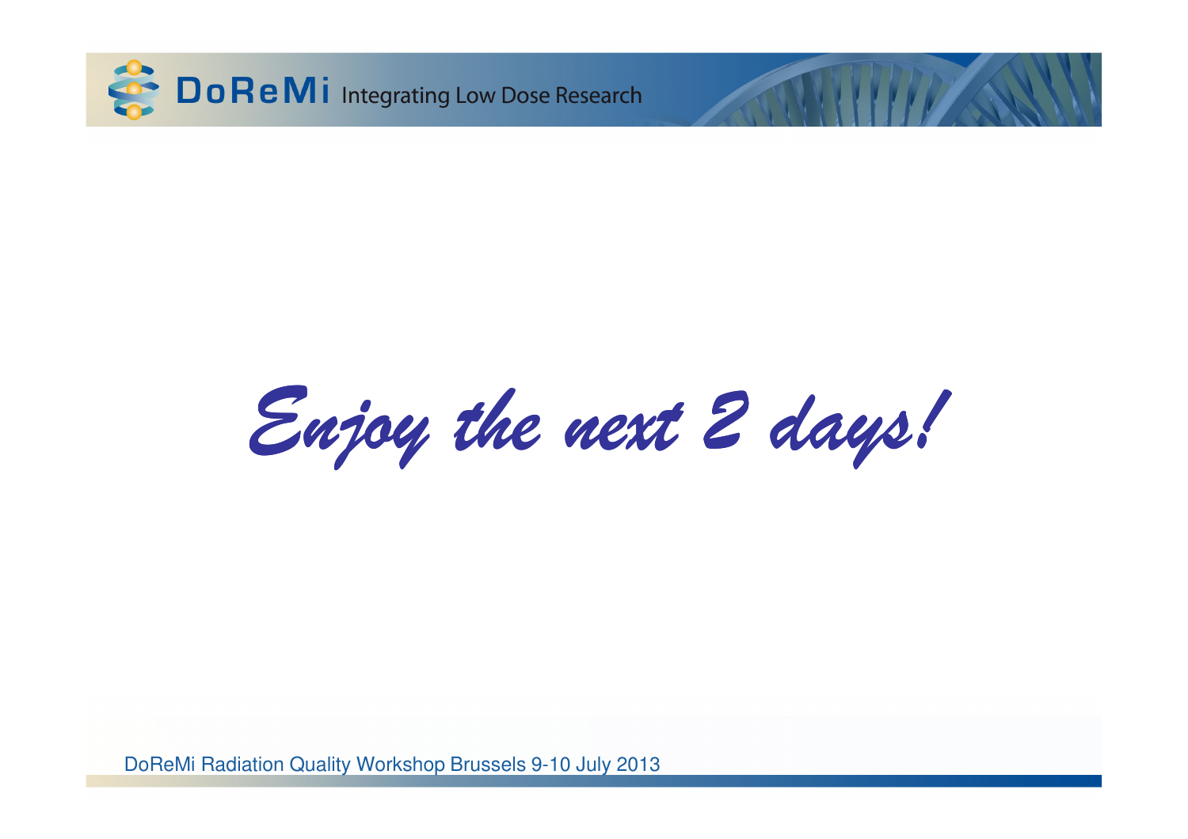*Enjoy the next 2 days!*